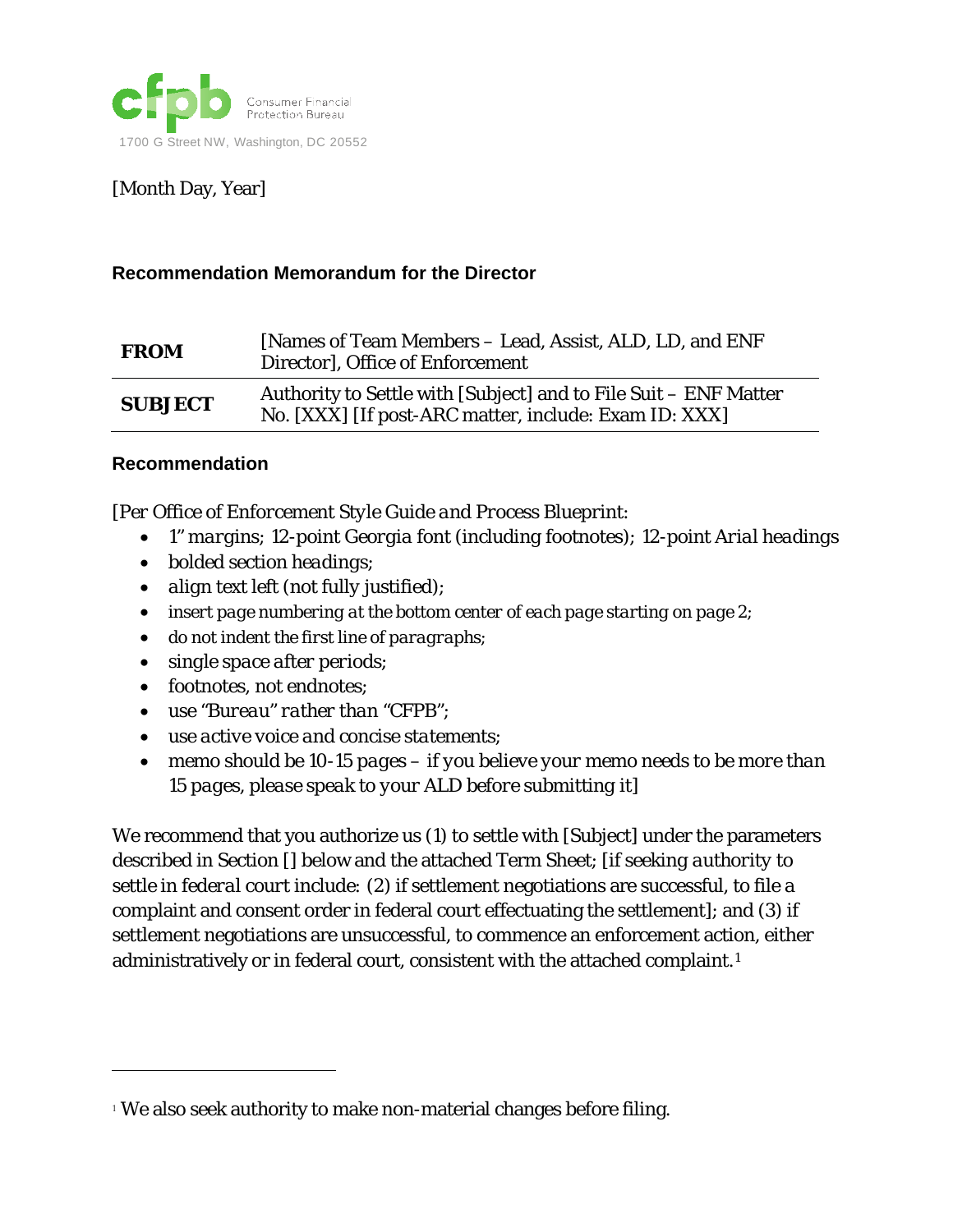Consumer Financial Protection Bureau

1700 G Street NW, Washington, DC 20552

[Month Day, Year]

## Recommendation Memorandum for the Director

| | |
|---|---|
| **FROM** | [Names of Team Members – Lead, Assist, ALD, LD, and ENF Director], Office of Enforcement |
| **SUBJECT** | Authority to Settle with [Subject] and to File Suit – ENF Matter No. [XXX] [If post-ARC matter, include: Exam ID: XXX] |

## Recommendation

*[Per Office of Enforcement Style Guide and Process Blueprint:*

- *1" margins; 12-point Georgia font (including footnotes); 12-point Arial headings*
- *bolded section headings;*
- *align text left (not fully justified);*
- *insert page numbering at the bottom center of each page starting on page 2;*
- *do not indent the first line of paragraphs;*
- *single space after periods;*
- *footnotes, not endnotes;*
- *use "Bureau" rather than "CFPB";*
- *use active voice and concise statements;*
- *memo should be 10-15 pages – if you believe your memo needs to be more than 15 pages, please speak to your ALD before submitting it]*

We recommend that you authorize us (1) to settle with [Subject] under the parameters described in Section [] below and the attached Term Sheet; [*if seeking authority to settle in federal court include:* (2) if settlement negotiations are successful, to file a complaint and consent order in federal court effectuating the settlement]; and (3) if settlement negotiations are unsuccessful, to commence an enforcement action, either administratively or in federal court, consistent with the attached complaint.[1]

[1] We also seek authority to make non-material changes before filing.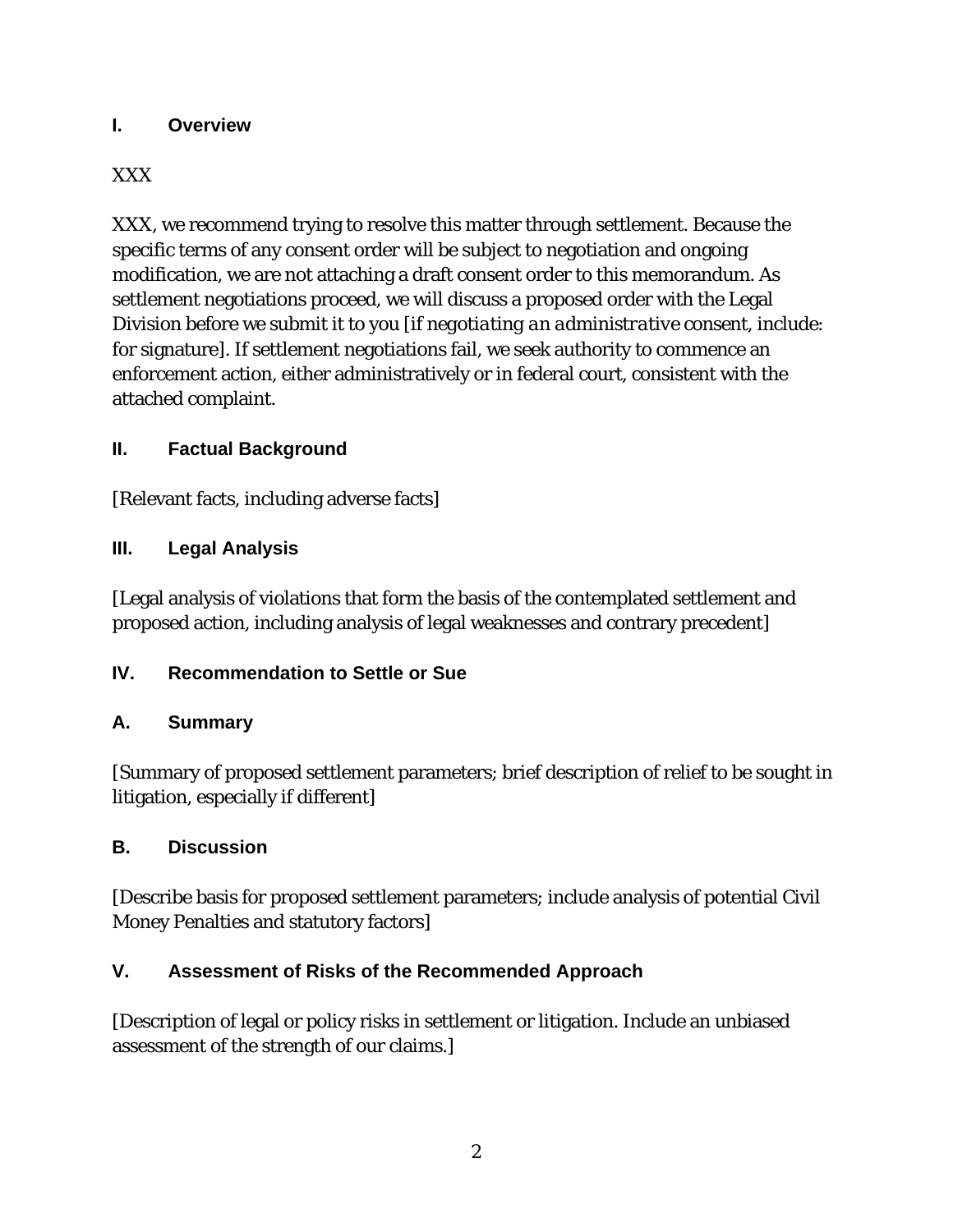## I. Overview

XXX

XXX, we recommend trying to resolve this matter through settlement. Because the specific terms of any consent order will be subject to negotiation and ongoing modification, we are not attaching a draft consent order to this memorandum. As settlement negotiations proceed, we will discuss a proposed order with the Legal Division before we submit it to you [*if negotiating an administrative* consent, include: for signature]. If settlement negotiations fail, we seek authority to commence an enforcement action, either administratively or in federal court, consistent with the attached complaint.

## II. Factual Background

[Relevant facts, including adverse facts]

## III. Legal Analysis

[Legal analysis of violations that form the basis of the contemplated settlement and proposed action, including analysis of legal weaknesses and contrary precedent]

## IV. Recommendation to Settle or Sue

### A. Summary

[Summary of proposed settlement parameters; brief description of relief to be sought in litigation, especially if different]

### B. Discussion

[Describe basis for proposed settlement parameters; include analysis of potential Civil Money Penalties and statutory factors]

## V. Assessment of Risks of the Recommended Approach

[Description of legal or policy risks in settlement or litigation. Include an unbiased assessment of the strength of our claims.]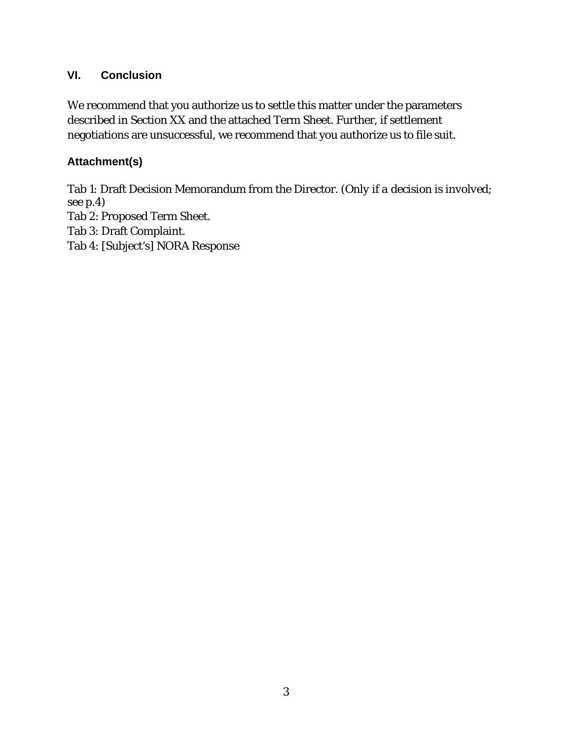## VI. Conclusion

We recommend that you authorize us to settle this matter under the parameters described in Section XX and the attached Term Sheet. Further, if settlement negotiations are unsuccessful, we recommend that you authorize us to file suit.

### Attachment(s)

Tab 1: Draft Decision Memorandum from the Director. (Only if a decision is involved; see p.4)
Tab 2: Proposed Term Sheet.
Tab 3: Draft Complaint.
Tab 4: [Subject's] NORA Response